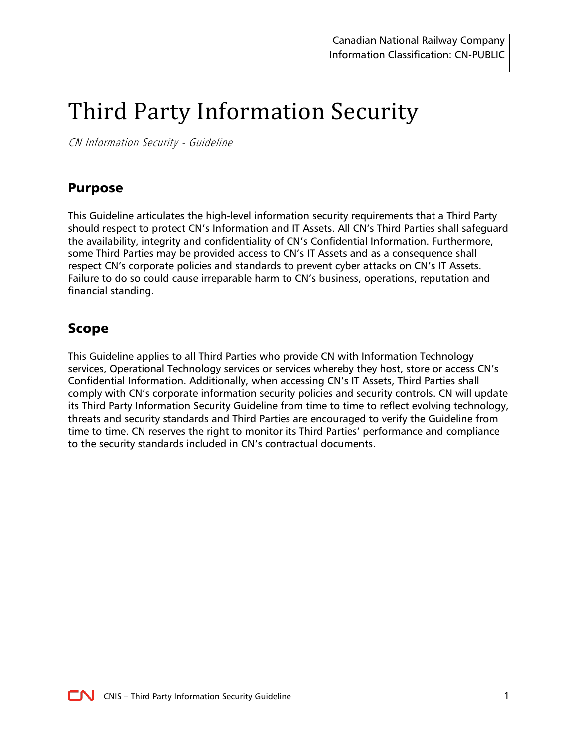Canadian National Railway Company
Information Classification: CN-PUBLIC

# Third Party Information Security

*CN Information Security - Guideline*

## Purpose

This Guideline articulates the high-level information security requirements that a Third Party should respect to protect CN's Information and IT Assets. All CN's Third Parties shall safeguard the availability, integrity and confidentiality of CN's Confidential Information. Furthermore, some Third Parties may be provided access to CN's IT Assets and as a consequence shall respect CN's corporate policies and standards to prevent cyber attacks on CN's IT Assets. Failure to do so could cause irreparable harm to CN's business, operations, reputation and financial standing.

## Scope

This Guideline applies to all Third Parties who provide CN with Information Technology services, Operational Technology services or services whereby they host, store or access CN's Confidential Information. Additionally, when accessing CN's IT Assets, Third Parties shall comply with CN's corporate information security policies and security controls. CN will update its Third Party Information Security Guideline from time to time to reflect evolving technology, threats and security standards and Third Parties are encouraged to verify the Guideline from time to time. CN reserves the right to monitor its Third Parties' performance and compliance to the security standards included in CN's contractual documents.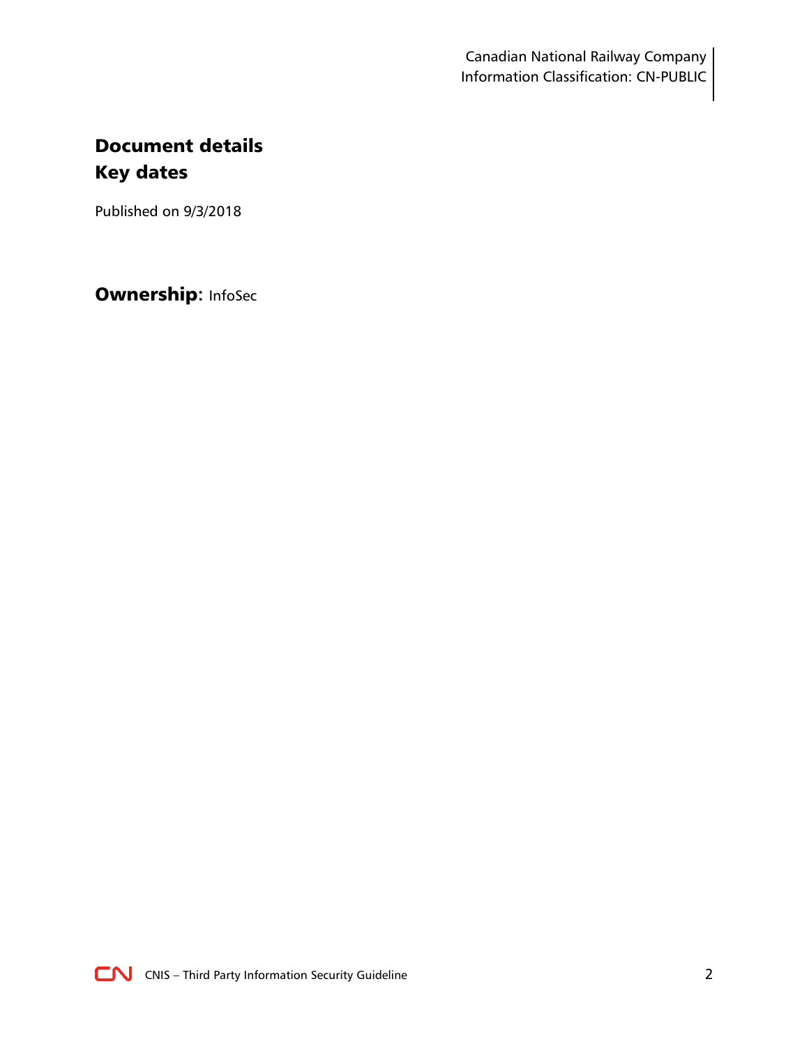# Document details

## Key dates

Published on 9/3/2018

**Ownership**: InfoSec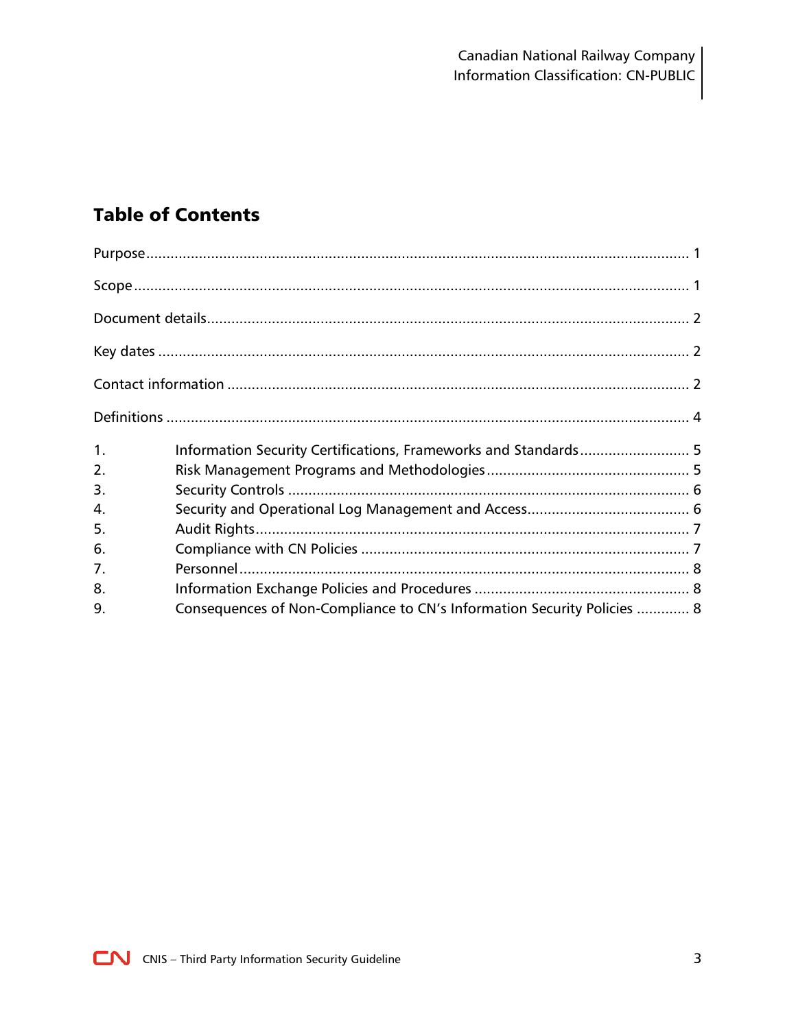# Table of Contents

Purpose ........................................................................................................................ 1

Scope ........................................................................................................................... 1

Document details ........................................................................................................ 2

Key dates ..................................................................................................................... 2

Contact information .................................................................................................... 2

Definitions ................................................................................................................... 4

1. Information Security Certifications, Frameworks and Standards ........................... 5
2. Risk Management Programs and Methodologies ................................................. 5
3. Security Controls ................................................................................................. 6
4. Security and Operational Log Management and Access ........................................ 6
5. Audit Rights ......................................................................................................... 7
6. Compliance with CN Policies ................................................................................ 7
7. Personnel ............................................................................................................. 8
8. Information Exchange Policies and Procedures ..................................................... 8
9. Consequences of Non-Compliance to CN's Information Security Policies ............. 8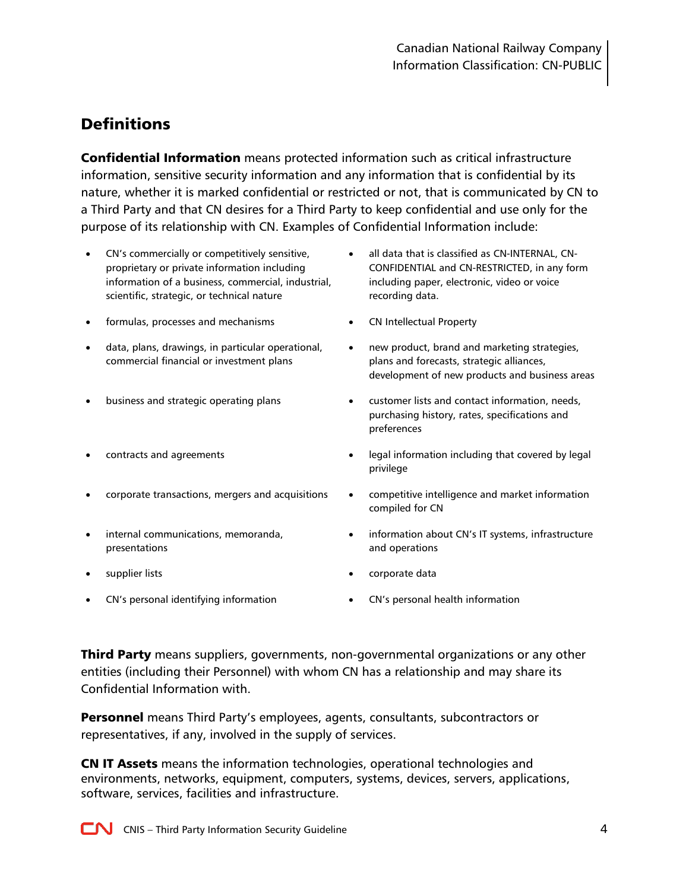## Definitions

**Confidential Information** means protected information such as critical infrastructure information, sensitive security information and any information that is confidential by its nature, whether it is marked confidential or restricted or not, that is communicated by CN to a Third Party and that CN desires for a Third Party to keep confidential and use only for the purpose of its relationship with CN. Examples of Confidential Information include:

- CN's commercially or competitively sensitive, proprietary or private information including information of a business, commercial, industrial, scientific, strategic, or technical nature
- formulas, processes and mechanisms
- data, plans, drawings, in particular operational, commercial financial or investment plans
- business and strategic operating plans
- contracts and agreements
- corporate transactions, mergers and acquisitions
- internal communications, memoranda, presentations
- supplier lists
- CN's personal identifying information
- all data that is classified as CN-INTERNAL, CN-CONFIDENTIAL and CN-RESTRICTED, in any form including paper, electronic, video or voice recording data.
- CN Intellectual Property
- new product, brand and marketing strategies, plans and forecasts, strategic alliances, development of new products and business areas
- customer lists and contact information, needs, purchasing history, rates, specifications and preferences
- legal information including that covered by legal privilege
- competitive intelligence and market information compiled for CN
- information about CN's IT systems, infrastructure and operations
- corporate data
- CN's personal health information

**Third Party** means suppliers, governments, non-governmental organizations or any other entities (including their Personnel) with whom CN has a relationship and may share its Confidential Information with.

**Personnel** means Third Party's employees, agents, consultants, subcontractors or representatives, if any, involved in the supply of services.

**CN IT Assets** means the information technologies, operational technologies and environments, networks, equipment, computers, systems, devices, servers, applications, software, services, facilities and infrastructure.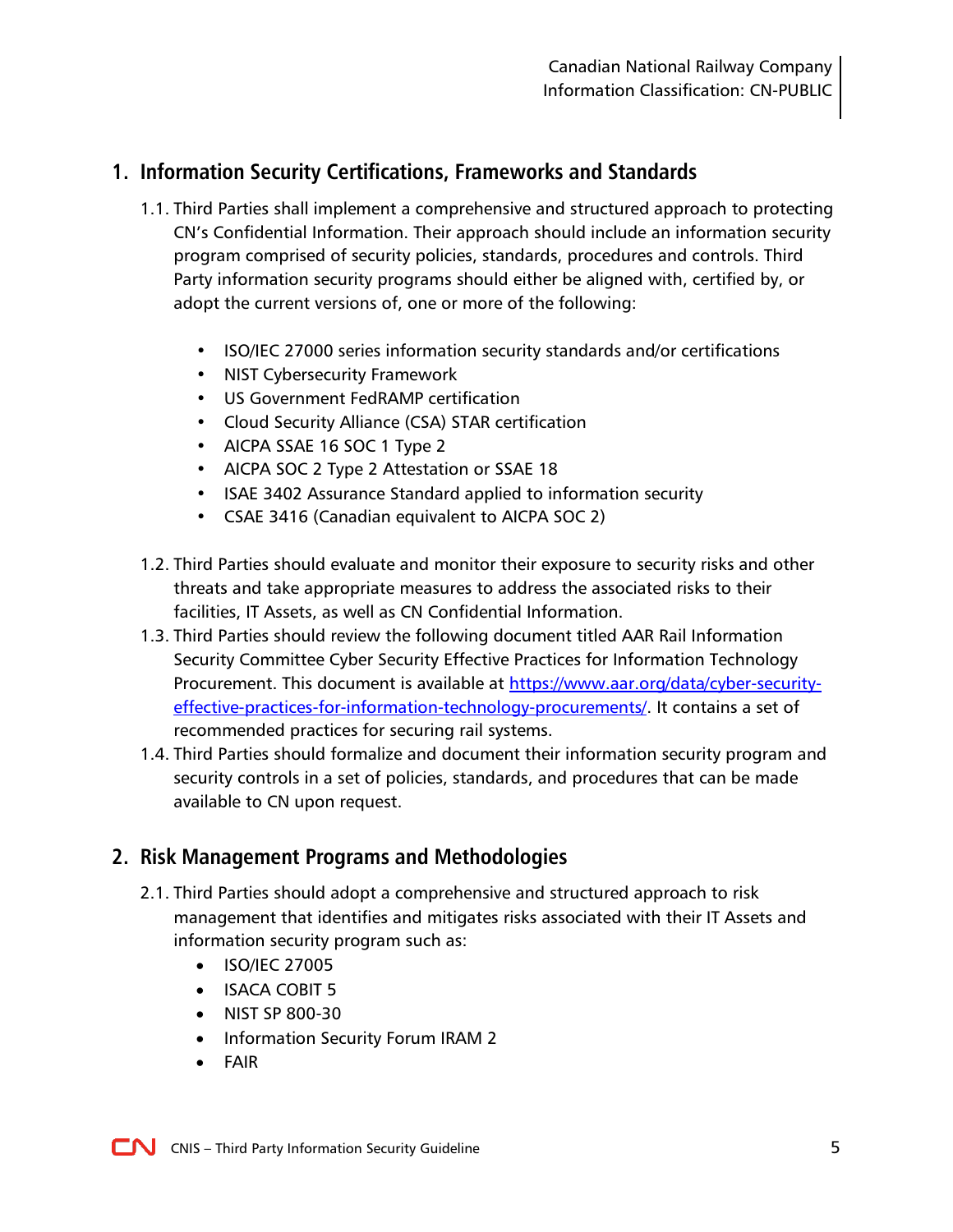## 1. Information Security Certifications, Frameworks and Standards

1.1. Third Parties shall implement a comprehensive and structured approach to protecting CN's Confidential Information. Their approach should include an information security program comprised of security policies, standards, procedures and controls. Third Party information security programs should either be aligned with, certified by, or adopt the current versions of, one or more of the following:

- ISO/IEC 27000 series information security standards and/or certifications
- NIST Cybersecurity Framework
- US Government FedRAMP certification
- Cloud Security Alliance (CSA) STAR certification
- AICPA SSAE 16 SOC 1 Type 2
- AICPA SOC 2 Type 2 Attestation or SSAE 18
- ISAE 3402 Assurance Standard applied to information security
- CSAE 3416 (Canadian equivalent to AICPA SOC 2)

1.2. Third Parties should evaluate and monitor their exposure to security risks and other threats and take appropriate measures to address the associated risks to their facilities, IT Assets, as well as CN Confidential Information.

1.3. Third Parties should review the following document titled AAR Rail Information Security Committee Cyber Security Effective Practices for Information Technology Procurement. This document is available at [https://www.aar.org/data/cyber-security-effective-practices-for-information-technology-procurements/](https://www.aar.org/data/cyber-security-effective-practices-for-information-technology-procurements/). It contains a set of recommended practices for securing rail systems.

1.4. Third Parties should formalize and document their information security program and security controls in a set of policies, standards, and procedures that can be made available to CN upon request.

## 2. Risk Management Programs and Methodologies

2.1. Third Parties should adopt a comprehensive and structured approach to risk management that identifies and mitigates risks associated with their IT Assets and information security program such as:

- ISO/IEC 27005
- ISACA COBIT 5
- NIST SP 800-30
- Information Security Forum IRAM 2
- FAIR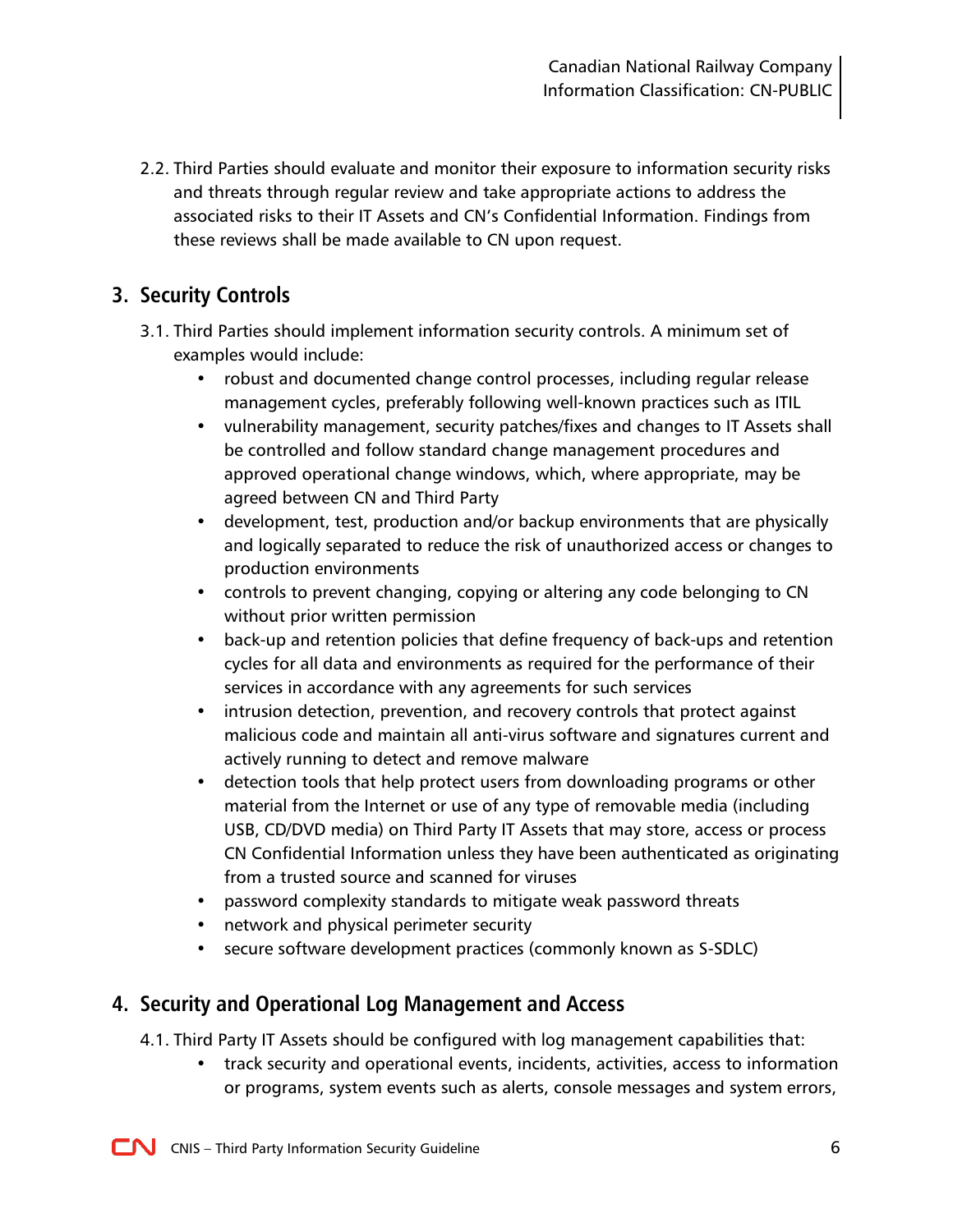2.2. Third Parties should evaluate and monitor their exposure to information security risks and threats through regular review and take appropriate actions to address the associated risks to their IT Assets and CN's Confidential Information. Findings from these reviews shall be made available to CN upon request.

## 3. Security Controls

3.1. Third Parties should implement information security controls. A minimum set of examples would include:

- robust and documented change control processes, including regular release management cycles, preferably following well-known practices such as ITIL
- vulnerability management, security patches/fixes and changes to IT Assets shall be controlled and follow standard change management procedures and approved operational change windows, which, where appropriate, may be agreed between CN and Third Party
- development, test, production and/or backup environments that are physically and logically separated to reduce the risk of unauthorized access or changes to production environments
- controls to prevent changing, copying or altering any code belonging to CN without prior written permission
- back-up and retention policies that define frequency of back-ups and retention cycles for all data and environments as required for the performance of their services in accordance with any agreements for such services
- intrusion detection, prevention, and recovery controls that protect against malicious code and maintain all anti-virus software and signatures current and actively running to detect and remove malware
- detection tools that help protect users from downloading programs or other material from the Internet or use of any type of removable media (including USB, CD/DVD media) on Third Party IT Assets that may store, access or process CN Confidential Information unless they have been authenticated as originating from a trusted source and scanned for viruses
- password complexity standards to mitigate weak password threats
- network and physical perimeter security
- secure software development practices (commonly known as S-SDLC)

## 4. Security and Operational Log Management and Access

4.1. Third Party IT Assets should be configured with log management capabilities that:

- track security and operational events, incidents, activities, access to information or programs, system events such as alerts, console messages and system errors,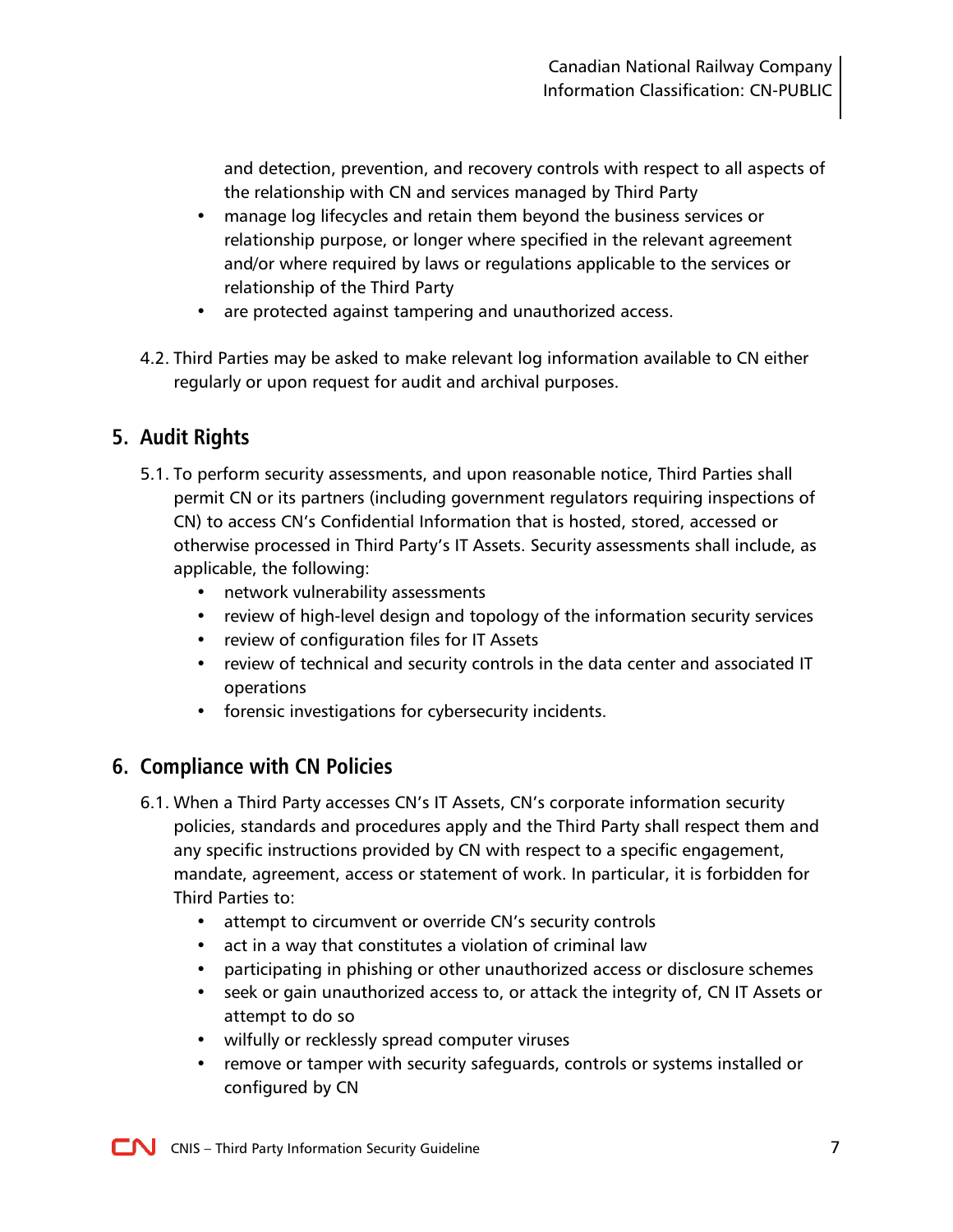and detection, prevention, and recovery controls with respect to all aspects of the relationship with CN and services managed by Third Party

- manage log lifecycles and retain them beyond the business services or relationship purpose, or longer where specified in the relevant agreement and/or where required by laws or regulations applicable to the services or relationship of the Third Party
- are protected against tampering and unauthorized access.

4.2. Third Parties may be asked to make relevant log information available to CN either regularly or upon request for audit and archival purposes.

## 5. Audit Rights

5.1. To perform security assessments, and upon reasonable notice, Third Parties shall permit CN or its partners (including government regulators requiring inspections of CN) to access CN's Confidential Information that is hosted, stored, accessed or otherwise processed in Third Party's IT Assets. Security assessments shall include, as applicable, the following:

- network vulnerability assessments
- review of high-level design and topology of the information security services
- review of configuration files for IT Assets
- review of technical and security controls in the data center and associated IT operations
- forensic investigations for cybersecurity incidents.

## 6. Compliance with CN Policies

6.1. When a Third Party accesses CN's IT Assets, CN's corporate information security policies, standards and procedures apply and the Third Party shall respect them and any specific instructions provided by CN with respect to a specific engagement, mandate, agreement, access or statement of work. In particular, it is forbidden for Third Parties to:

- attempt to circumvent or override CN's security controls
- act in a way that constitutes a violation of criminal law
- participating in phishing or other unauthorized access or disclosure schemes
- seek or gain unauthorized access to, or attack the integrity of, CN IT Assets or attempt to do so
- wilfully or recklessly spread computer viruses
- remove or tamper with security safeguards, controls or systems installed or configured by CN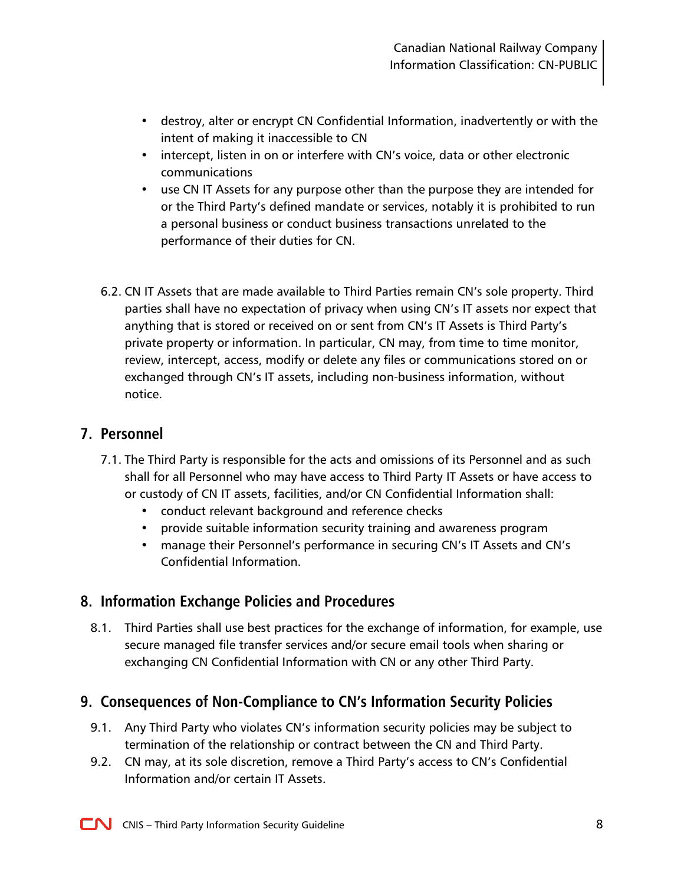- destroy, alter or encrypt CN Confidential Information, inadvertently or with the intent of making it inaccessible to CN
- intercept, listen in on or interfere with CN's voice, data or other electronic communications
- use CN IT Assets for any purpose other than the purpose they are intended for or the Third Party's defined mandate or services, notably it is prohibited to run a personal business or conduct business transactions unrelated to the performance of their duties for CN.

6.2. CN IT Assets that are made available to Third Parties remain CN's sole property. Third parties shall have no expectation of privacy when using CN's IT assets nor expect that anything that is stored or received on or sent from CN's IT Assets is Third Party's private property or information. In particular, CN may, from time to time monitor, review, intercept, access, modify or delete any files or communications stored on or exchanged through CN's IT assets, including non-business information, without notice.

## 7. Personnel

7.1. The Third Party is responsible for the acts and omissions of its Personnel and as such shall for all Personnel who may have access to Third Party IT Assets or have access to or custody of CN IT assets, facilities, and/or CN Confidential Information shall:

- conduct relevant background and reference checks
- provide suitable information security training and awareness program
- manage their Personnel's performance in securing CN's IT Assets and CN's Confidential Information.

## 8. Information Exchange Policies and Procedures

8.1. Third Parties shall use best practices for the exchange of information, for example, use secure managed file transfer services and/or secure email tools when sharing or exchanging CN Confidential Information with CN or any other Third Party.

## 9. Consequences of Non-Compliance to CN's Information Security Policies

9.1. Any Third Party who violates CN's information security policies may be subject to termination of the relationship or contract between the CN and Third Party.

9.2. CN may, at its sole discretion, remove a Third Party's access to CN's Confidential Information and/or certain IT Assets.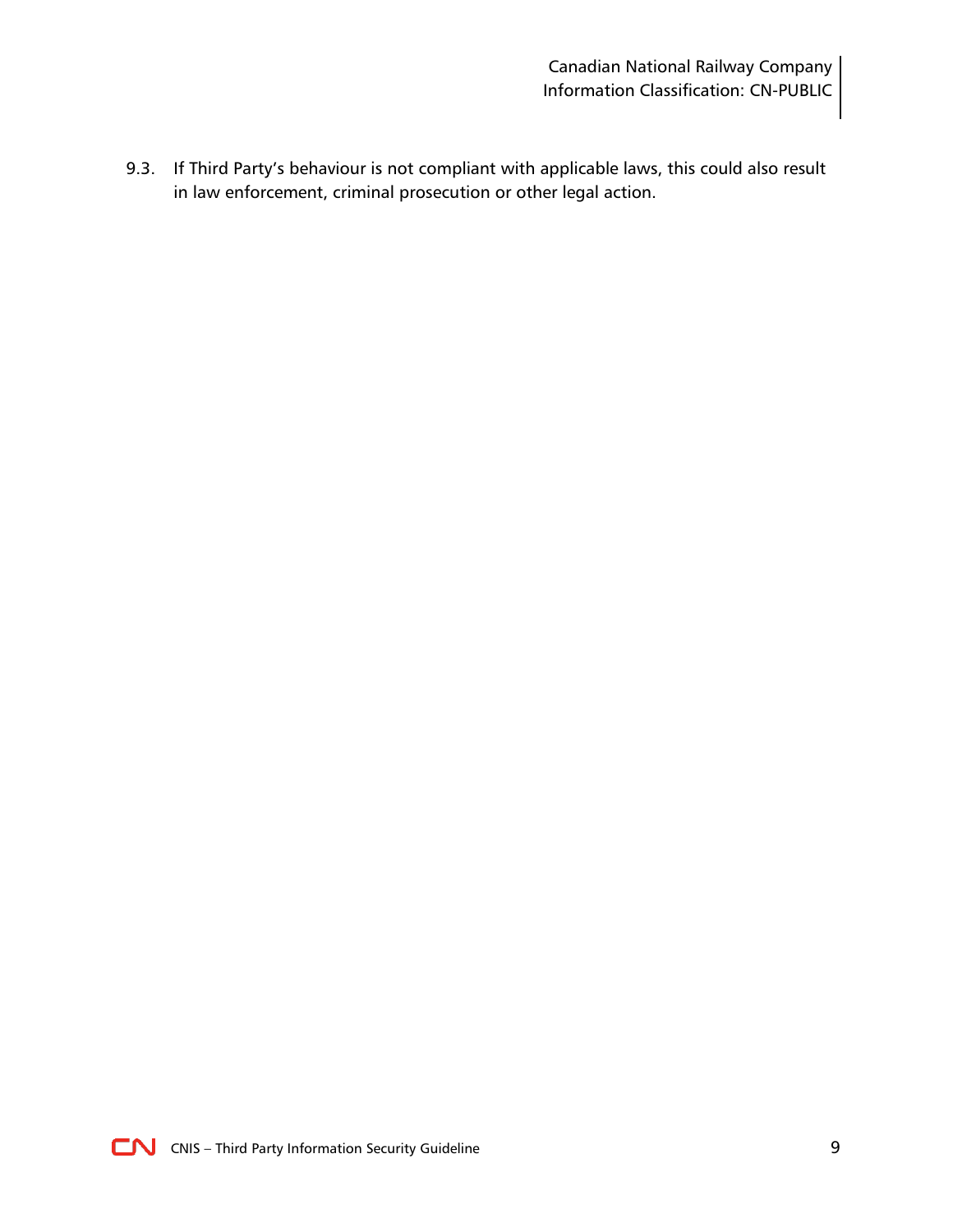9.3. If Third Party’s behaviour is not compliant with applicable laws, this could also result in law enforcement, criminal prosecution or other legal action.